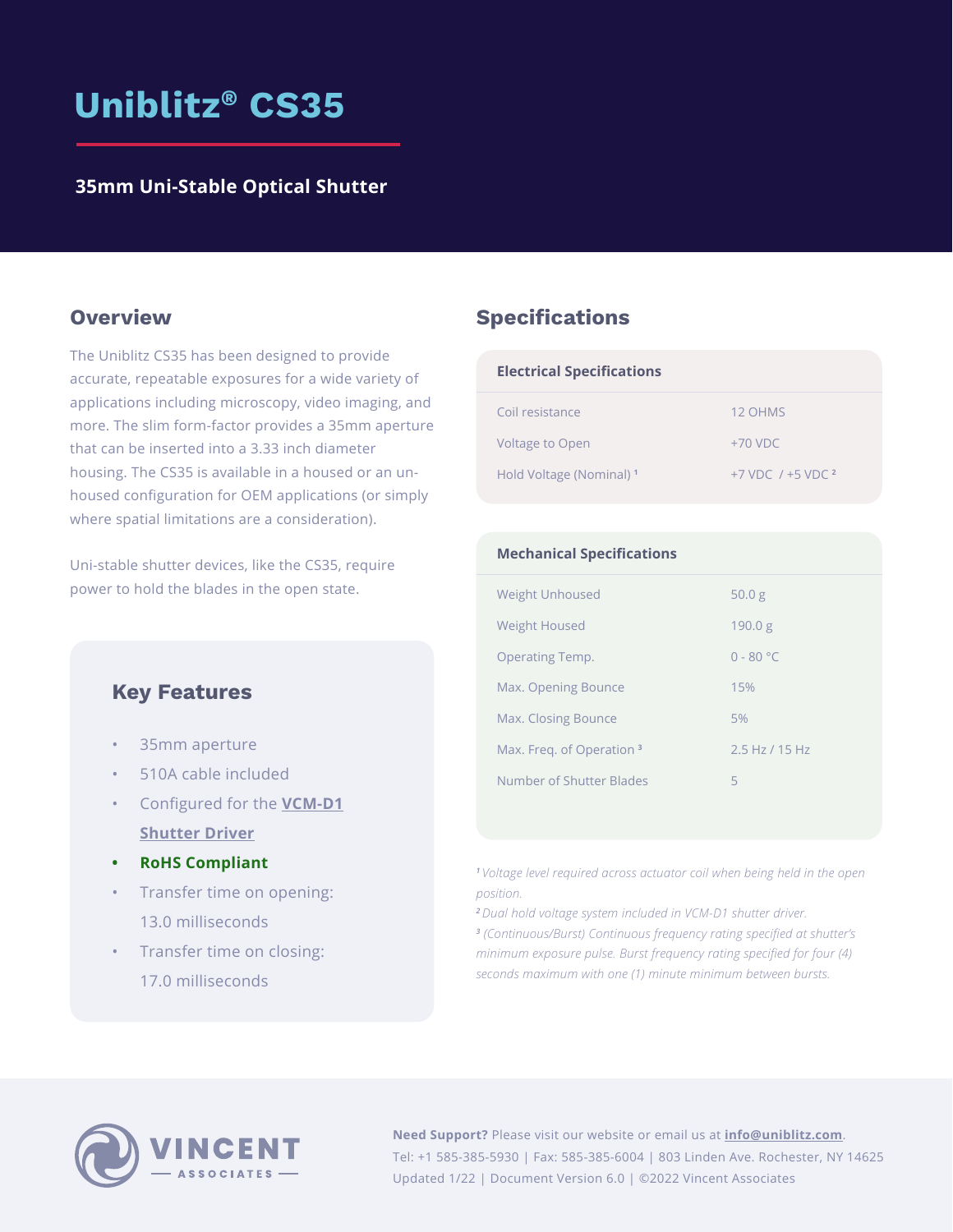# Uniblitz® CS35

## 35mm Uni-Stable Optical Shutter

## Overview

The Uniblitz CS35 has been designed to provide accurate, repeatable exposures for a wide variety of applications including microscopy, video imaging, and more. The slim form-factor provides a 35mm aperture that can be inserted into a 3.33 inch diameter housing. The CS35 is available in a housed or an un-housed configuration for OEM applications (or simply where spatial limitations are a consideration).

Uni-stable shutter devices, like the CS35, require power to hold the blades in the open state.

### Key Features

- 35mm aperture
- 510A cable included
- Configured for the **VCM-D1 Shutter Driver**
- **RoHS Compliant**
- Transfer time on opening: 13.0 milliseconds
- Transfer time on closing: 17.0 milliseconds

## Specifications

| Electrical Specifications | |
|---|---|
| Coil resistance | 12 OHMS |
| Voltage to Open | +70 VDC |
| Hold Voltage (Nominal) [1] | +7 VDC / +5 VDC [2] |

| Mechanical Specifications | |
|---|---|
| Weight Unhoused | 50.0 g |
| Weight Housed | 190.0 g |
| Operating Temp. | 0 - 80 °C |
| Max. Opening Bounce | 15% |
| Max. Closing Bounce | 5% |
| Max. Freq. of Operation [3] | 2.5 Hz / 15 Hz |
| Number of Shutter Blades | 5 |

*[1] Voltage level required across actuator coil when being held in the open position.*
*[2] Dual hold voltage system included in VCM-D1 shutter driver.*
*[3] (Continuous/Burst) Continuous frequency rating specified at shutter's minimum exposure pulse. Burst frequency rating specified for four (4) seconds maximum with one (1) minute minimum between bursts.*

VINCENT ASSOCIATES

**Need Support?** Please visit our website or email us at **info@uniblitz.com**.
Tel: +1 585-385-5930 | Fax: 585-385-6004 | 803 Linden Ave. Rochester, NY 14625
Updated 1/22 | Document Version 6.0 | ©2022 Vincent Associates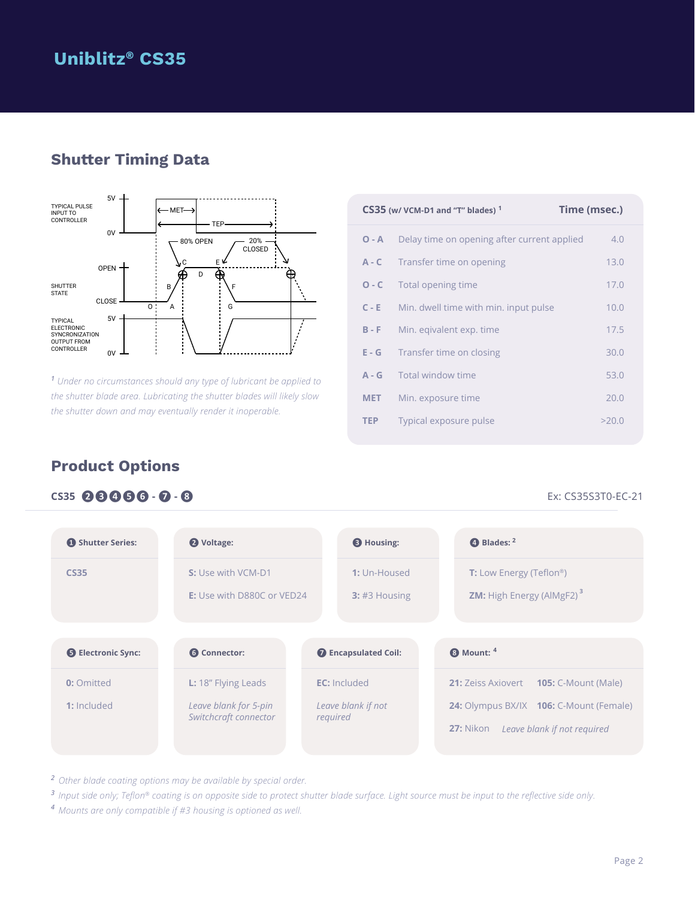## Uniblitz® CS35

## Shutter Timing Data

TYPICAL PULSE INPUT TO CONTROLLER — 5V / 0V — MET — TEP

SHUTTER STATE — OPEN / CLOSE — 80% OPEN — 20% CLOSED — O, A, B, C, D, E, F, G

TYPICAL ELECTRONIC SYNCRONIZATION OUTPUT FROM CONTROLLER — 5V / 0V

*[1] Under no circumstances should any type of lubricant be applied to the shutter blade area. Lubricating the shutter blades will likely slow the shutter down and may eventually render it inoperable.*

| CS35 (w/ VCM-D1 and "T" blades) [1] | | Time (msec.) |
|---|---|---|
| O - A | Delay time on opening after current applied | 4.0 |
| A - C | Transfer time on opening | 13.0 |
| O - C | Total opening time | 17.0 |
| C - E | Min. dwell time with min. input pulse | 10.0 |
| B - F | Min. eqivalent exp. time | 17.5 |
| E - G | Transfer time on closing | 30.0 |
| A - G | Total window time | 53.0 |
| MET | Min. exposure time | 20.0 |
| TEP | Typical exposure pulse | >20.0 |

## Product Options

CS35 ❷❸❹❺❻ - ❼ - ❽

Ex: CS35S3T0-EC-21

**❶ Shutter Series:**
- CS35

**❷ Voltage:**
- **S:** Use with VCM-D1
- **E:** Use with D880C or VED24

**❸ Housing:**
- **1:** Un-Housed
- **3:** #3 Housing

**❹ Blades:** [2]
- **T:** Low Energy (Teflon®)
- **ZM:** High Energy (AlMgF2) [3]

**❺ Electronic Sync:**
- **0:** Omitted
- **1:** Included

**❻ Connector:**
- **L:** 18" Flying Leads
- *Leave blank for 5-pin Switchcraft connector*

**❼ Encapsulated Coil:**
- **EC:** Included
- *Leave blank if not required*

**❽ Mount:** [4]
- **21:** Zeiss Axiovert
- **24:** Olympus BX/IX
- **27:** Nikon
- **105:** C-Mount (Male)
- **106:** C-Mount (Female)
- *Leave blank if not required*

*[2] Other blade coating options may be available by special order.*

*[3] Input side only; Teflon® coating is on opposite side to protect shutter blade surface. Light source must be input to the reflective side only.*

*[4] Mounts are only compatible if #3 housing is optioned as well.*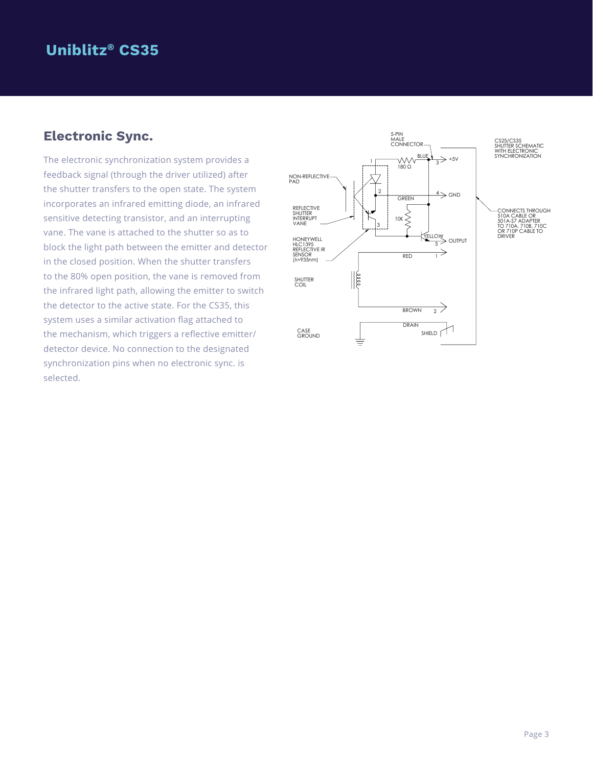# Uniblitz® CS35

## Electronic Sync.

The electronic synchronization system provides a feedback signal (through the driver utilized) after the shutter transfers to the open state. The system incorporates an infrared emitting diode, an infrared sensitive detecting transistor, and an interrupting vane. The vane is attached to the shutter so as to block the light path between the emitter and detector in the closed position. When the shutter transfers to the 80% open position, the vane is removed from the infrared light path, allowing the emitter to switch the detector to the active state. For the CS35, this system uses a similar activation flag attached to the mechanism, which triggers a reflective emitter/detector device. No connection to the designated synchronization pins when no electronic sync. is selected.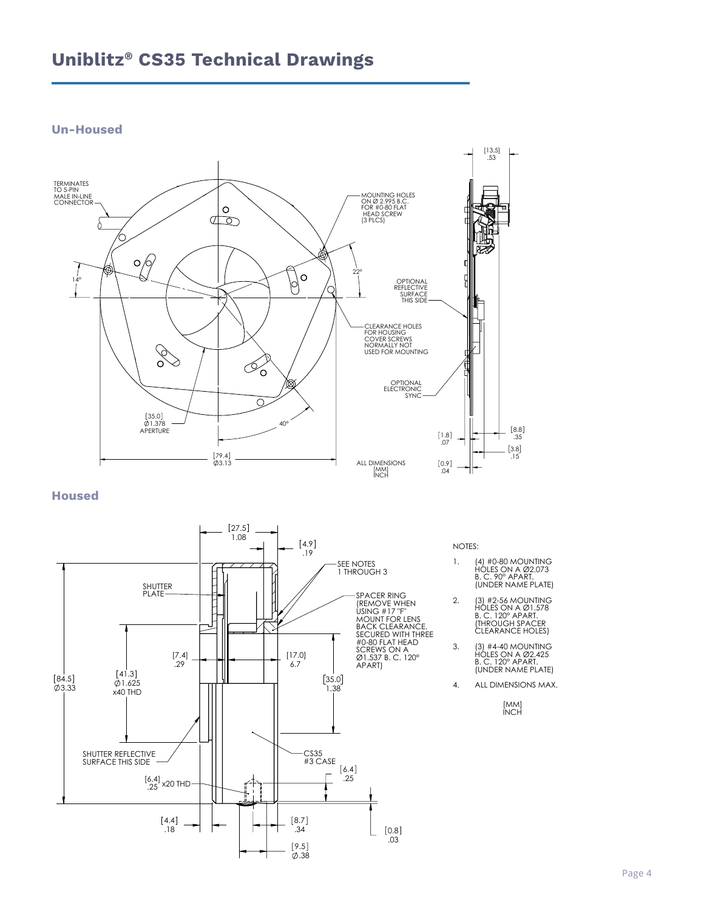# Uniblitz® CS35 Technical Drawings

## Un-Housed

TERMINATES TO 5-PIN MALE IN-LINE CONNECTOR

MOUNTING HOLES ON Ø 2.995 B.C. FOR #0-80 FLAT HEAD SCREW (3 PLCS)

OPTIONAL REFLECTIVE SURFACE THIS SIDE

CLEARANCE HOLES FOR HOUSING COVER SCREWS NORMALLY NOT USED FOR MOUNTING

OPTIONAL ELECTRONIC SYNC

[35.0] Ø1.378 APERTURE

[79.4] Ø3.13

14°   22°   40°

[13.5] .53

[1.8] .07

[8.8] .35

[3.8] .15

[0.9] .04

ALL DIMENSIONS [MM] INCH

## Housed

SHUTTER PLATE

SEE NOTES 1 THROUGH 3

SPACER RING (REMOVE WHEN USING #17 "F" MOUNT FOR LENS BACK CLEARANCE. SECURED WITH THREE #0-80 FLAT HEAD SCREWS ON A Ø1.537 B. C. 120° APART)

SHUTTER REFLECTIVE SURFACE THIS SIDE

CS35 #3 CASE

[27.5] 1.08

[4.9] .19

[7.4] .29

[17.0] 6.7

[84.5] Ø3.33

[41.3] Ø1.625 x40 THD

[35.0] 1.38

[6.4] .25 x20 THD

[6.4] .25

[4.4] .18

[8.7] .34

[9.5] Ø.38

[0.8] .03

NOTES:

1. (4) #0-80 MOUNTING HOLES ON A Ø2.073 B. C. 90° APART. (UNDER NAME PLATE)
2. (3) #2-56 MOUNTING HOLES ON A Ø1.578 B. C. 120° APART. (THROUGH SPACER CLEARANCE HOLES)
3. (3) #4-40 MOUNTING HOLES ON A Ø2.425 B. C. 120° APART. (UNDER NAME PLATE)
4. ALL DIMENSIONS MAX.

[MM] INCH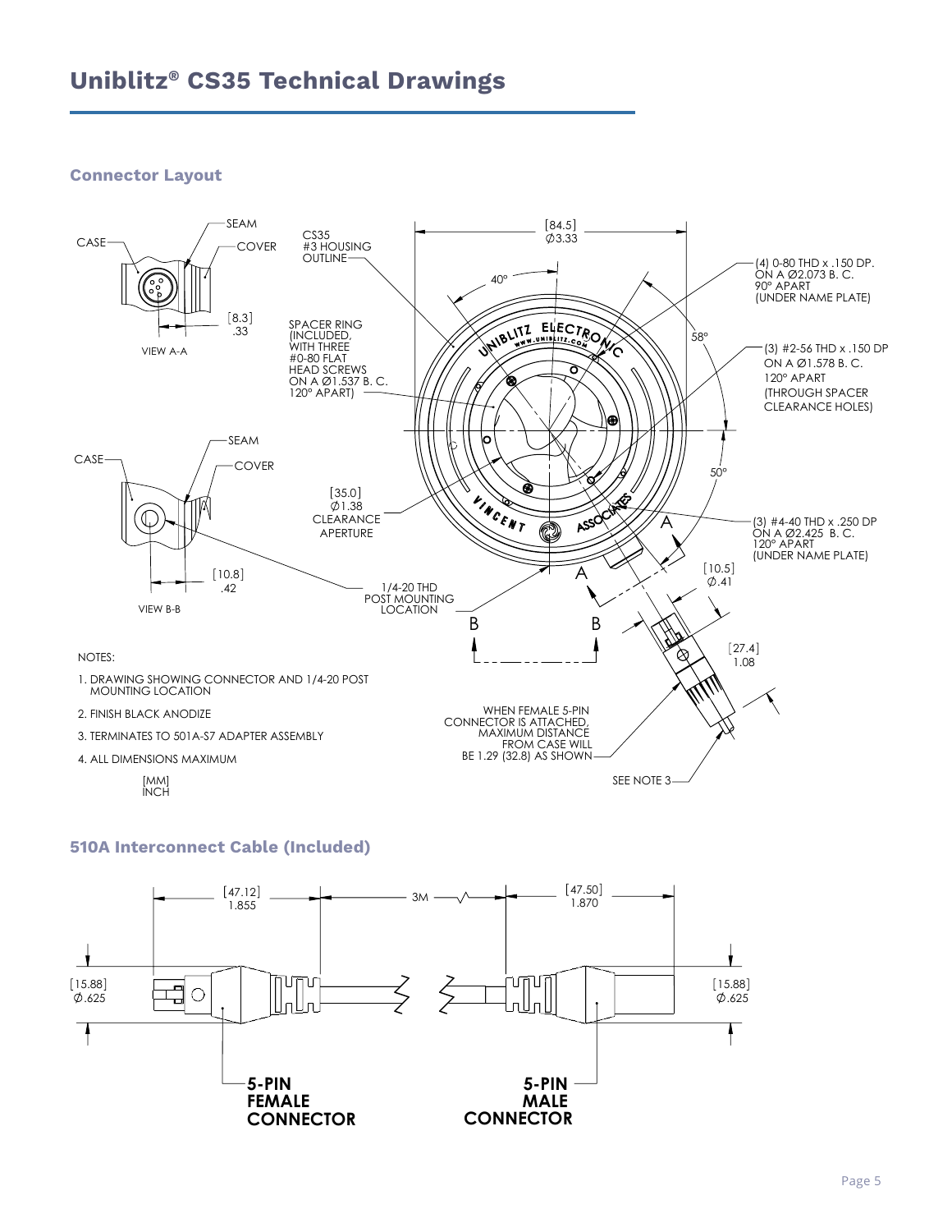# Uniblitz® CS35 Technical Drawings

## Connector Layout

CASE
SEAM
COVER
[8.3]
.33
VIEW A-A

CASE
SEAM
COVER
[10.8]
.42
VIEW B-B

CS35
#3 HOUSING
OUTLINE

SPACER RING
(INCLUDED,
WITH THREE
#0-80 FLAT
HEAD SCREWS
ON A Ø1.537 B. C.
120° APART)

[84.5]
Ø3.33

40°

58°

50°

(4) 0-80 THD x .150 DP.
ON A Ø2.073 B. C.
90° APART
(UNDER NAME PLATE)

(3) #2-56 THD x .150 DP
ON A Ø1.578 B. C.
120° APART
(THROUGH SPACER
CLEARANCE HOLES)

[35.0]
Ø1.38
CLEARANCE
APERTURE

(3) #4-40 THD x .250 DP
ON A Ø2.425 B. C.
120° APART
(UNDER NAME PLATE)

UNIBLITZ ELECTRONIC
WWW.UNIBLITZ.COM
VINCENT ASSOCIATES

1/4-20 THD
POST MOUNTING
LOCATION

[10.5]
Ø.41

[27.4]
1.08

A
A
B
B

WHEN FEMALE 5-PIN
CONNECTOR IS ATTACHED,
MAXIMUM DISTANCE
FROM CASE WILL
BE 1.29 (32.8) AS SHOWN

SEE NOTE 3

NOTES:

1. DRAWING SHOWING CONNECTOR AND 1/4-20 POST MOUNTING LOCATION
2. FINISH BLACK ANODIZE
3. TERMINATES TO 501A-S7 ADAPTER ASSEMBLY
4. ALL DIMENSIONS MAXIMUM

[MM]
INCH

## 510A Interconnect Cable (Included)

[47.12]
1.855

3M

[47.50]
1.870

[15.88]
Ø.625

[15.88]
Ø.625

**5-PIN FEMALE CONNECTOR**

**5-PIN MALE CONNECTOR**